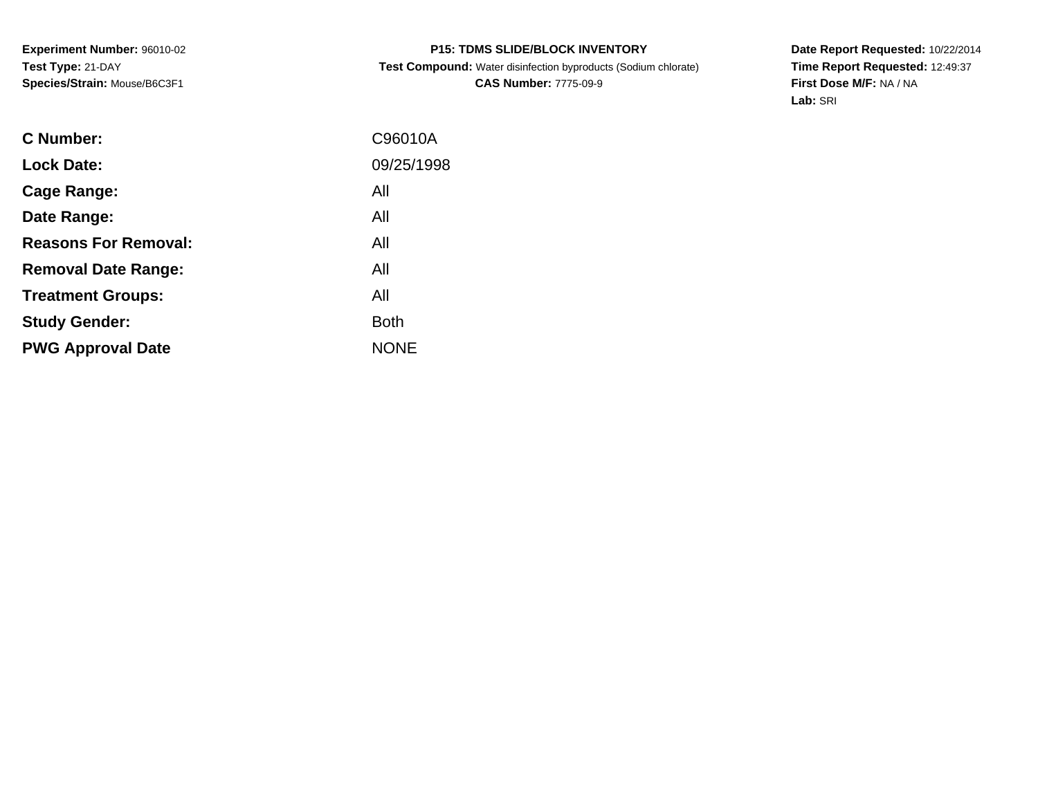**Experiment Number:** 96010-02
**Test Type:** 21-DAY
**Species/Strain:** Mouse/B6C3F1

**P15: TDMS SLIDE/BLOCK INVENTORY**
**Test Compound:** Water disinfection byproducts (Sodium chlorate)
**CAS Number:** 7775-09-9

**Date Report Requested:** 10/22/2014
**Time Report Requested:** 12:49:37
**First Dose M/F:** NA / NA
**Lab:** SRI

| | |
|---|---|
| **C Number:** | C96010A |
| **Lock Date:** | 09/25/1998 |
| **Cage Range:** | All |
| **Date Range:** | All |
| **Reasons For Removal:** | All |
| **Removal Date Range:** | All |
| **Treatment Groups:** | All |
| **Study Gender:** | Both |
| **PWG Approval Date** | NONE |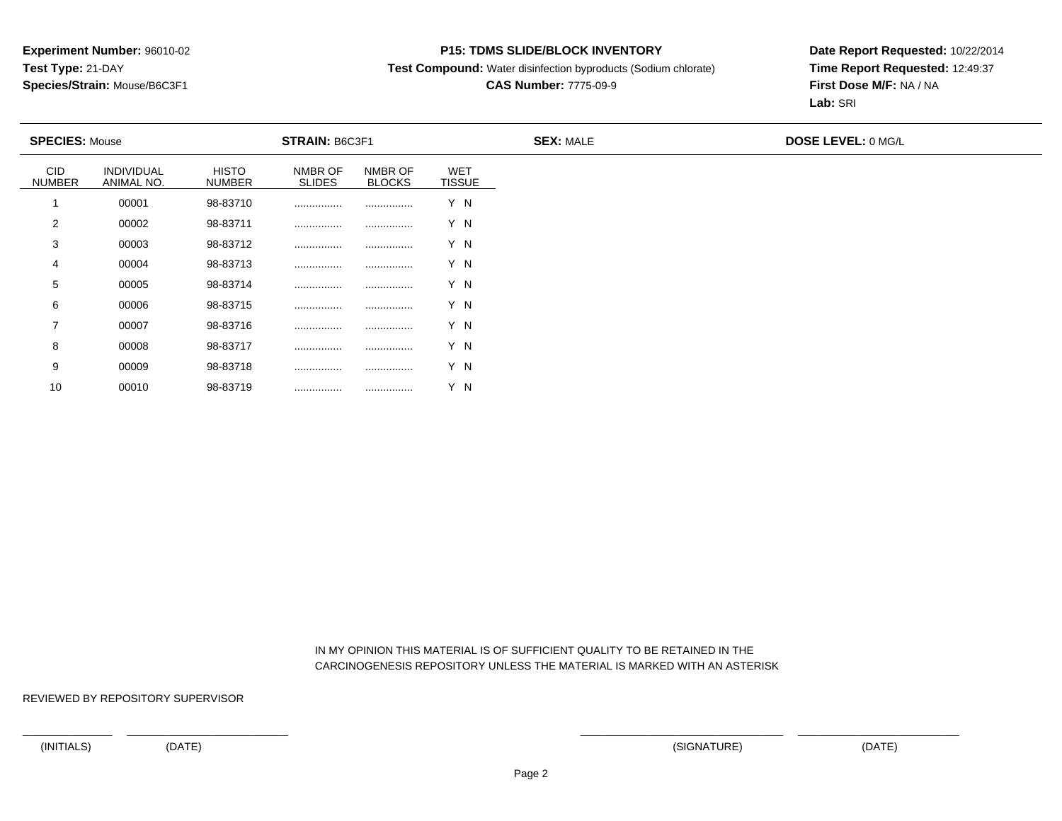**Experiment Number:** 96010-02
**Test Type:** 21-DAY
**Species/Strain:** Mouse/B6C3F1

**P15: TDMS SLIDE/BLOCK INVENTORY**
**Test Compound:** Water disinfection byproducts (Sodium chlorate)
**CAS Number:** 7775-09-9

**Date Report Requested:** 10/22/2014
**Time Report Requested:** 12:49:37
**First Dose M/F:** NA / NA
**Lab:** SRI

**SPECIES:** Mouse **STRAIN:** B6C3F1 **SEX:** MALE **DOSE LEVEL:** 0 MG/L

| CID NUMBER | INDIVIDUAL ANIMAL NO. | HISTO NUMBER | NMBR OF SLIDES | NMBR OF BLOCKS | WET TISSUE |
|---|---|---|---|---|---|
| 1 | 00001 | 98-83710 | ................ | ................ | Y N |
| 2 | 00002 | 98-83711 | ................ | ................ | Y N |
| 3 | 00003 | 98-83712 | ................ | ................ | Y N |
| 4 | 00004 | 98-83713 | ................ | ................ | Y N |
| 5 | 00005 | 98-83714 | ................ | ................ | Y N |
| 6 | 00006 | 98-83715 | ................ | ................ | Y N |
| 7 | 00007 | 98-83716 | ................ | ................ | Y N |
| 8 | 00008 | 98-83717 | ................ | ................ | Y N |
| 9 | 00009 | 98-83718 | ................ | ................ | Y N |
| 10 | 00010 | 98-83719 | ................ | ................ | Y N |

IN MY OPINION THIS MATERIAL IS OF SUFFICIENT QUALITY TO BE RETAINED IN THE CARCINOGENESIS REPOSITORY UNLESS THE MATERIAL IS MARKED WITH AN ASTERISK

REVIEWED BY REPOSITORY SUPERVISOR

(INITIALS) (DATE) (SIGNATURE) (DATE)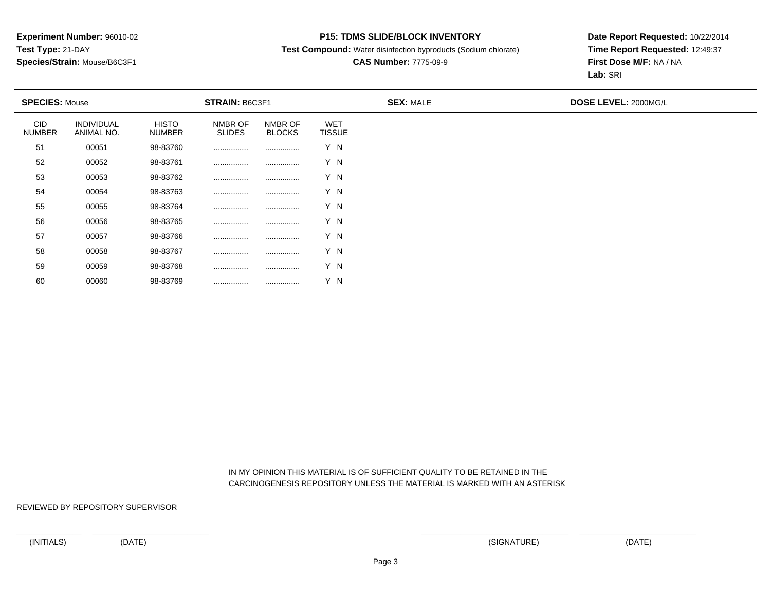**Experiment Number:** 96010-02
**Test Type:** 21-DAY
**Species/Strain:** Mouse/B6C3F1

**P15: TDMS SLIDE/BLOCK INVENTORY**
**Test Compound:** Water disinfection byproducts (Sodium chlorate)
**CAS Number:** 7775-09-9

**Date Report Requested:** 10/22/2014
**Time Report Requested:** 12:49:37
**First Dose M/F:** NA / NA
**Lab:** SRI

**SPECIES:** Mouse **STRAIN:** B6C3F1 **SEX:** MALE **DOSE LEVEL:** 2000MG/L

| CID NUMBER | INDIVIDUAL ANIMAL NO. | HISTO NUMBER | NMBR OF SLIDES | NMBR OF BLOCKS | WET TISSUE |
|---|---|---|---|---|---|
| 51 | 00051 | 98-83760 | ................ | ................ | Y N |
| 52 | 00052 | 98-83761 | ................ | ................ | Y N |
| 53 | 00053 | 98-83762 | ................ | ................ | Y N |
| 54 | 00054 | 98-83763 | ................ | ................ | Y N |
| 55 | 00055 | 98-83764 | ................ | ................ | Y N |
| 56 | 00056 | 98-83765 | ................ | ................ | Y N |
| 57 | 00057 | 98-83766 | ................ | ................ | Y N |
| 58 | 00058 | 98-83767 | ................ | ................ | Y N |
| 59 | 00059 | 98-83768 | ................ | ................ | Y N |
| 60 | 00060 | 98-83769 | ................ | ................ | Y N |

IN MY OPINION THIS MATERIAL IS OF SUFFICIENT QUALITY TO BE RETAINED IN THE CARCINOGENESIS REPOSITORY UNLESS THE MATERIAL IS MARKED WITH AN ASTERISK

REVIEWED BY REPOSITORY SUPERVISOR

(INITIALS) (DATE) (SIGNATURE) (DATE)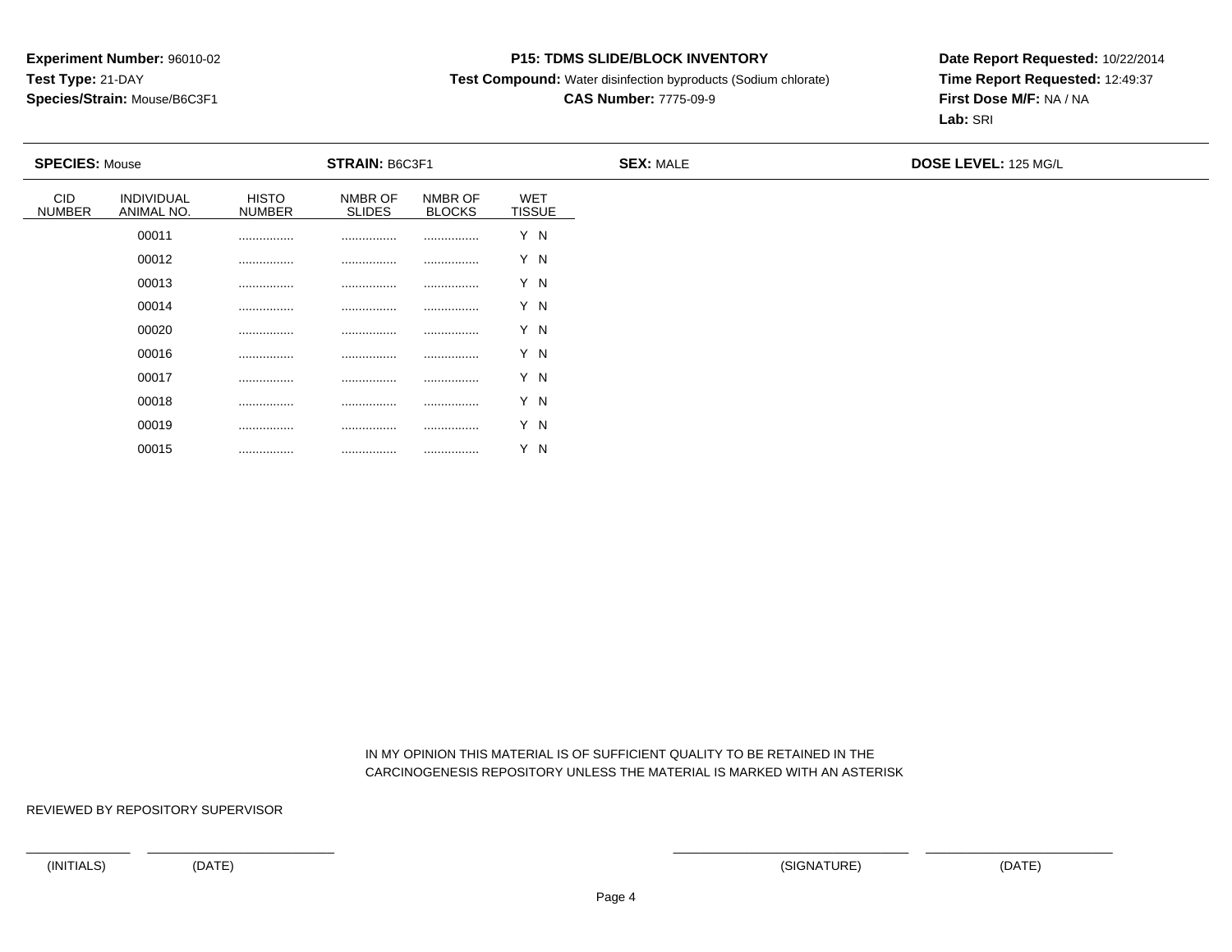**Experiment Number:** 96010-02
**Test Type:** 21-DAY
**Species/Strain:** Mouse/B6C3F1

**P15: TDMS SLIDE/BLOCK INVENTORY**
**Test Compound:** Water disinfection byproducts (Sodium chlorate)
**CAS Number:** 7775-09-9

**Date Report Requested:** 10/22/2014
**Time Report Requested:** 12:49:37
**First Dose M/F:** NA / NA
**Lab:** SRI

**SPECIES:** Mouse **STRAIN:** B6C3F1 **SEX:** MALE **DOSE LEVEL:** 125 MG/L

| CID NUMBER | INDIVIDUAL ANIMAL NO. | HISTO NUMBER | NMBR OF SLIDES | NMBR OF BLOCKS | WET TISSUE |
|---|---|---|---|---|---|
| | 00011 | ................ | ................ | ................ | Y N |
| | 00012 | ................ | ................ | ................ | Y N |
| | 00013 | ................ | ................ | ................ | Y N |
| | 00014 | ................ | ................ | ................ | Y N |
| | 00020 | ................ | ................ | ................ | Y N |
| | 00016 | ................ | ................ | ................ | Y N |
| | 00017 | ................ | ................ | ................ | Y N |
| | 00018 | ................ | ................ | ................ | Y N |
| | 00019 | ................ | ................ | ................ | Y N |
| | 00015 | ................ | ................ | ................ | Y N |

IN MY OPINION THIS MATERIAL IS OF SUFFICIENT QUALITY TO BE RETAINED IN THE CARCINOGENESIS REPOSITORY UNLESS THE MATERIAL IS MARKED WITH AN ASTERISK

REVIEWED BY REPOSITORY SUPERVISOR

(INITIALS) (DATE) (SIGNATURE) (DATE)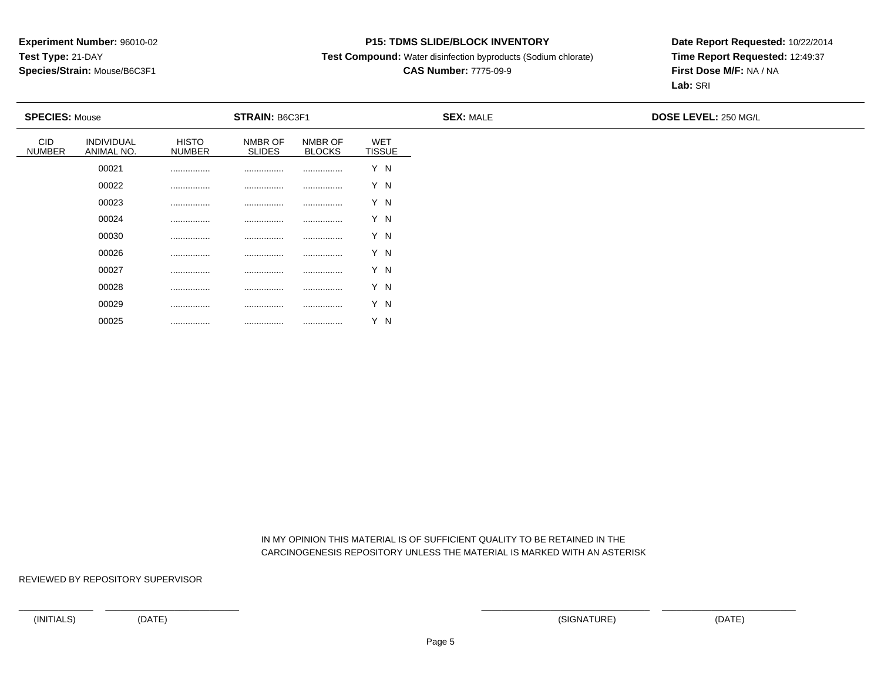**Experiment Number:** 96010-02
**Test Type:** 21-DAY
**Species/Strain:** Mouse/B6C3F1

**P15: TDMS SLIDE/BLOCK INVENTORY**
**Test Compound:** Water disinfection byproducts (Sodium chlorate)
**CAS Number:** 7775-09-9

**Date Report Requested:** 10/22/2014
**Time Report Requested:** 12:49:37
**First Dose M/F:** NA / NA
**Lab:** SRI

**SPECIES:** Mouse **STRAIN:** B6C3F1 **SEX:** MALE **DOSE LEVEL:** 250 MG/L

| CID NUMBER | INDIVIDUAL ANIMAL NO. | HISTO NUMBER | NMBR OF SLIDES | NMBR OF BLOCKS | WET TISSUE |
|---|---|---|---|---|---|
| | 00021 | ................ | ................ | ................ | Y N |
| | 00022 | ................ | ................ | ................ | Y N |
| | 00023 | ................ | ................ | ................ | Y N |
| | 00024 | ................ | ................ | ................ | Y N |
| | 00030 | ................ | ................ | ................ | Y N |
| | 00026 | ................ | ................ | ................ | Y N |
| | 00027 | ................ | ................ | ................ | Y N |
| | 00028 | ................ | ................ | ................ | Y N |
| | 00029 | ................ | ................ | ................ | Y N |
| | 00025 | ................ | ................ | ................ | Y N |

IN MY OPINION THIS MATERIAL IS OF SUFFICIENT QUALITY TO BE RETAINED IN THE CARCINOGENESIS REPOSITORY UNLESS THE MATERIAL IS MARKED WITH AN ASTERISK

REVIEWED BY REPOSITORY SUPERVISOR

(INITIALS) (DATE) (SIGNATURE) (DATE)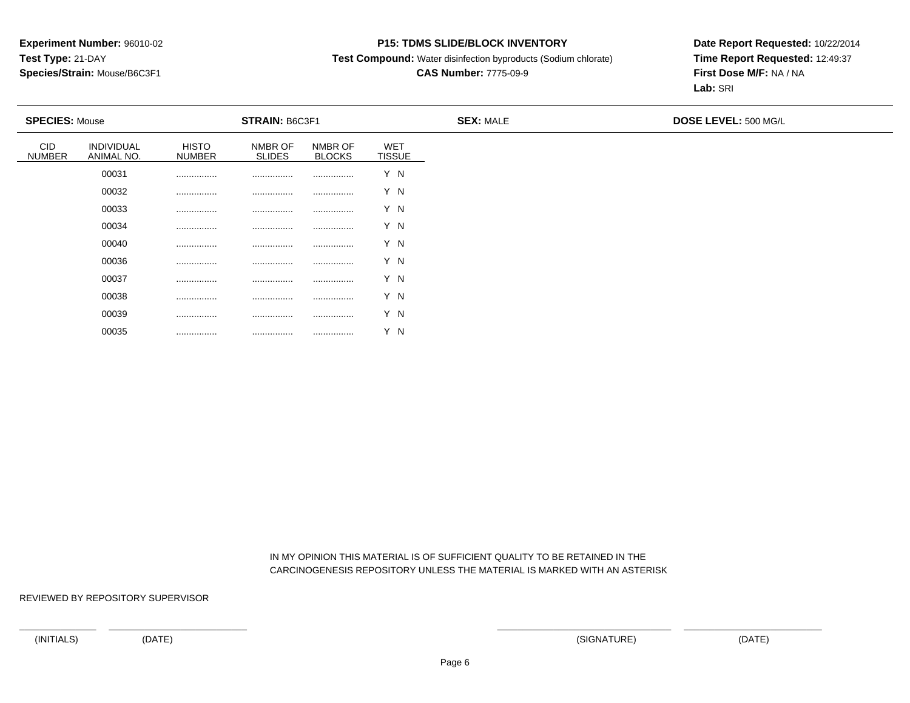**Experiment Number:** 96010-02
**Test Type:** 21-DAY
**Species/Strain:** Mouse/B6C3F1

**P15: TDMS SLIDE/BLOCK INVENTORY**
**Test Compound:** Water disinfection byproducts (Sodium chlorate)
**CAS Number:** 7775-09-9

**Date Report Requested:** 10/22/2014
**Time Report Requested:** 12:49:37
**First Dose M/F:** NA / NA
**Lab:** SRI

**SPECIES:** Mouse **STRAIN:** B6C3F1 **SEX:** MALE **DOSE LEVEL:** 500 MG/L

| CID NUMBER | INDIVIDUAL ANIMAL NO. | HISTO NUMBER | NMBR OF SLIDES | NMBR OF BLOCKS | WET TISSUE |
|---|---|---|---|---|---|
| | 00031 | ................ | ................ | ................ | Y N |
| | 00032 | ................ | ................ | ................ | Y N |
| | 00033 | ................ | ................ | ................ | Y N |
| | 00034 | ................ | ................ | ................ | Y N |
| | 00040 | ................ | ................ | ................ | Y N |
| | 00036 | ................ | ................ | ................ | Y N |
| | 00037 | ................ | ................ | ................ | Y N |
| | 00038 | ................ | ................ | ................ | Y N |
| | 00039 | ................ | ................ | ................ | Y N |
| | 00035 | ................ | ................ | ................ | Y N |

IN MY OPINION THIS MATERIAL IS OF SUFFICIENT QUALITY TO BE RETAINED IN THE CARCINOGENESIS REPOSITORY UNLESS THE MATERIAL IS MARKED WITH AN ASTERISK

REVIEWED BY REPOSITORY SUPERVISOR

(INITIALS) (DATE) (SIGNATURE) (DATE)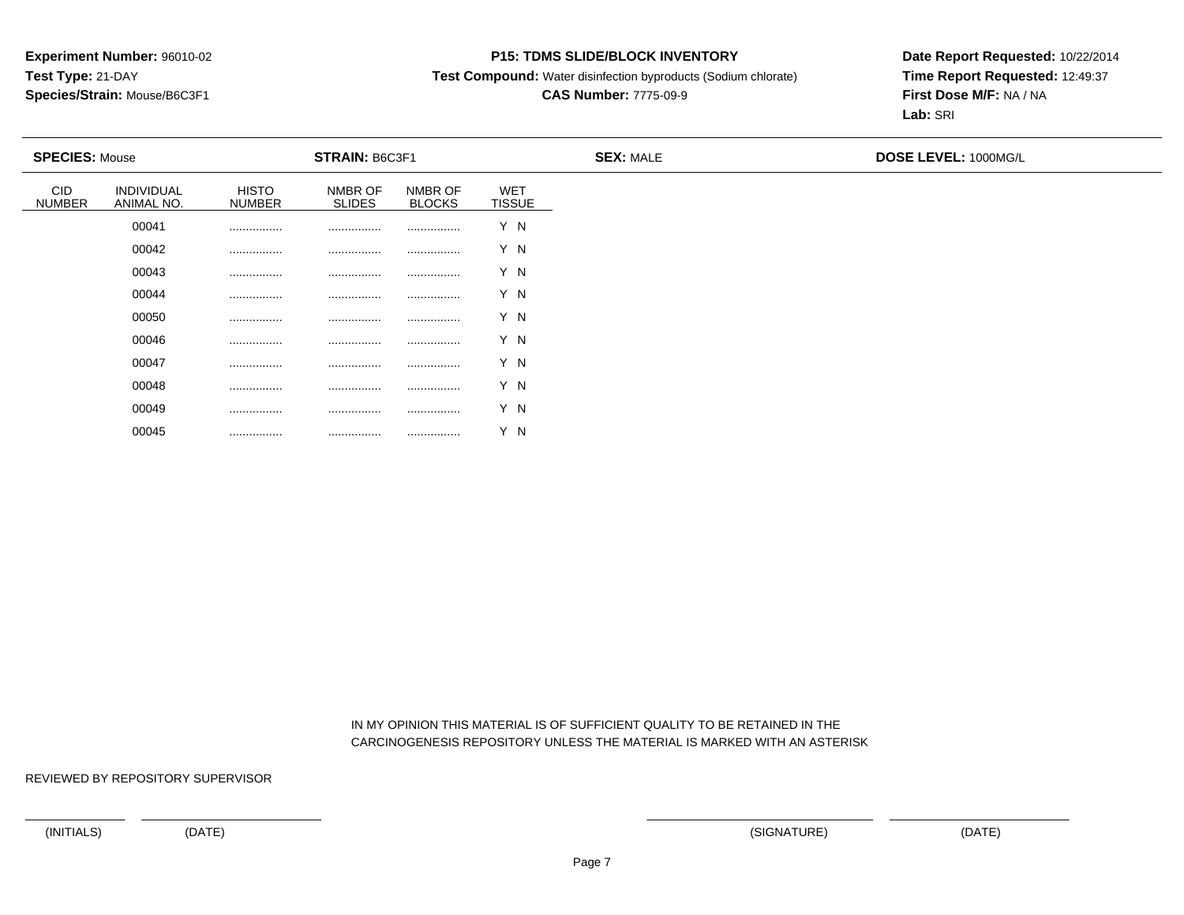**Experiment Number:** 96010-02
**Test Type:** 21-DAY
**Species/Strain:** Mouse/B6C3F1

**P15: TDMS SLIDE/BLOCK INVENTORY**
**Test Compound:** Water disinfection byproducts (Sodium chlorate)
**CAS Number:** 7775-09-9

**Date Report Requested:** 10/22/2014
**Time Report Requested:** 12:49:37
**First Dose M/F:** NA / NA
**Lab:** SRI

**SPECIES:** Mouse **STRAIN:** B6C3F1 **SEX:** MALE **DOSE LEVEL:** 1000MG/L

| CID NUMBER | INDIVIDUAL ANIMAL NO. | HISTO NUMBER | NMBR OF SLIDES | NMBR OF BLOCKS | WET TISSUE |
|---|---|---|---|---|---|
| | 00041 | ................ | ................ | ................ | Y N |
| | 00042 | ................ | ................ | ................ | Y N |
| | 00043 | ................ | ................ | ................ | Y N |
| | 00044 | ................ | ................ | ................ | Y N |
| | 00050 | ................ | ................ | ................ | Y N |
| | 00046 | ................ | ................ | ................ | Y N |
| | 00047 | ................ | ................ | ................ | Y N |
| | 00048 | ................ | ................ | ................ | Y N |
| | 00049 | ................ | ................ | ................ | Y N |
| | 00045 | ................ | ................ | ................ | Y N |

IN MY OPINION THIS MATERIAL IS OF SUFFICIENT QUALITY TO BE RETAINED IN THE CARCINOGENESIS REPOSITORY UNLESS THE MATERIAL IS MARKED WITH AN ASTERISK

REVIEWED BY REPOSITORY SUPERVISOR

(INITIALS) (DATE) (SIGNATURE) (DATE)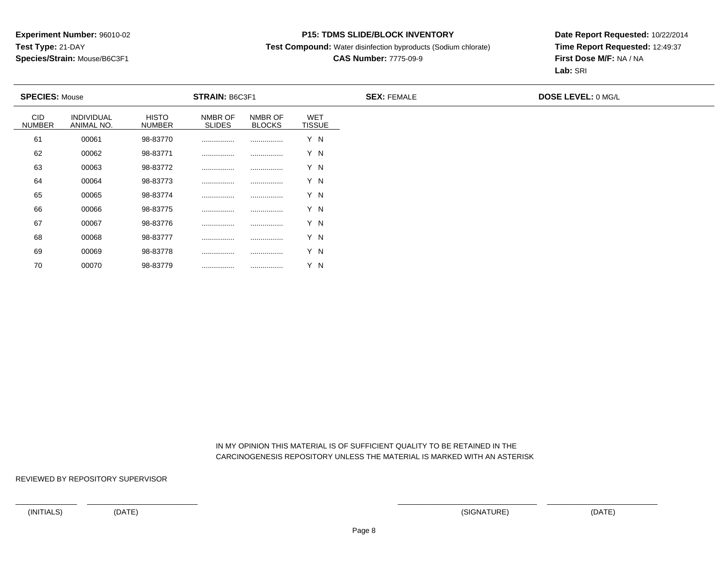**Experiment Number:** 96010-02
**Test Type:** 21-DAY
**Species/Strain:** Mouse/B6C3F1

**P15: TDMS SLIDE/BLOCK INVENTORY**
**Test Compound:** Water disinfection byproducts (Sodium chlorate)
**CAS Number:** 7775-09-9

**Date Report Requested:** 10/22/2014
**Time Report Requested:** 12:49:37
**First Dose M/F:** NA / NA
**Lab:** SRI

**SPECIES:** Mouse | **STRAIN:** B6C3F1 | **SEX:** FEMALE | **DOSE LEVEL:** 0 MG/L

| CID NUMBER | INDIVIDUAL ANIMAL NO. | HISTO NUMBER | NMBR OF SLIDES | NMBR OF BLOCKS | WET TISSUE |
|---|---|---|---|---|---|
| 61 | 00061 | 98-83770 | ................ | ................ | Y N |
| 62 | 00062 | 98-83771 | ................ | ................ | Y N |
| 63 | 00063 | 98-83772 | ................ | ................ | Y N |
| 64 | 00064 | 98-83773 | ................ | ................ | Y N |
| 65 | 00065 | 98-83774 | ................ | ................ | Y N |
| 66 | 00066 | 98-83775 | ................ | ................ | Y N |
| 67 | 00067 | 98-83776 | ................ | ................ | Y N |
| 68 | 00068 | 98-83777 | ................ | ................ | Y N |
| 69 | 00069 | 98-83778 | ................ | ................ | Y N |
| 70 | 00070 | 98-83779 | ................ | ................ | Y N |

IN MY OPINION THIS MATERIAL IS OF SUFFICIENT QUALITY TO BE RETAINED IN THE CARCINOGENESIS REPOSITORY UNLESS THE MATERIAL IS MARKED WITH AN ASTERISK

REVIEWED BY REPOSITORY SUPERVISOR

(INITIALS) (DATE) (SIGNATURE) (DATE)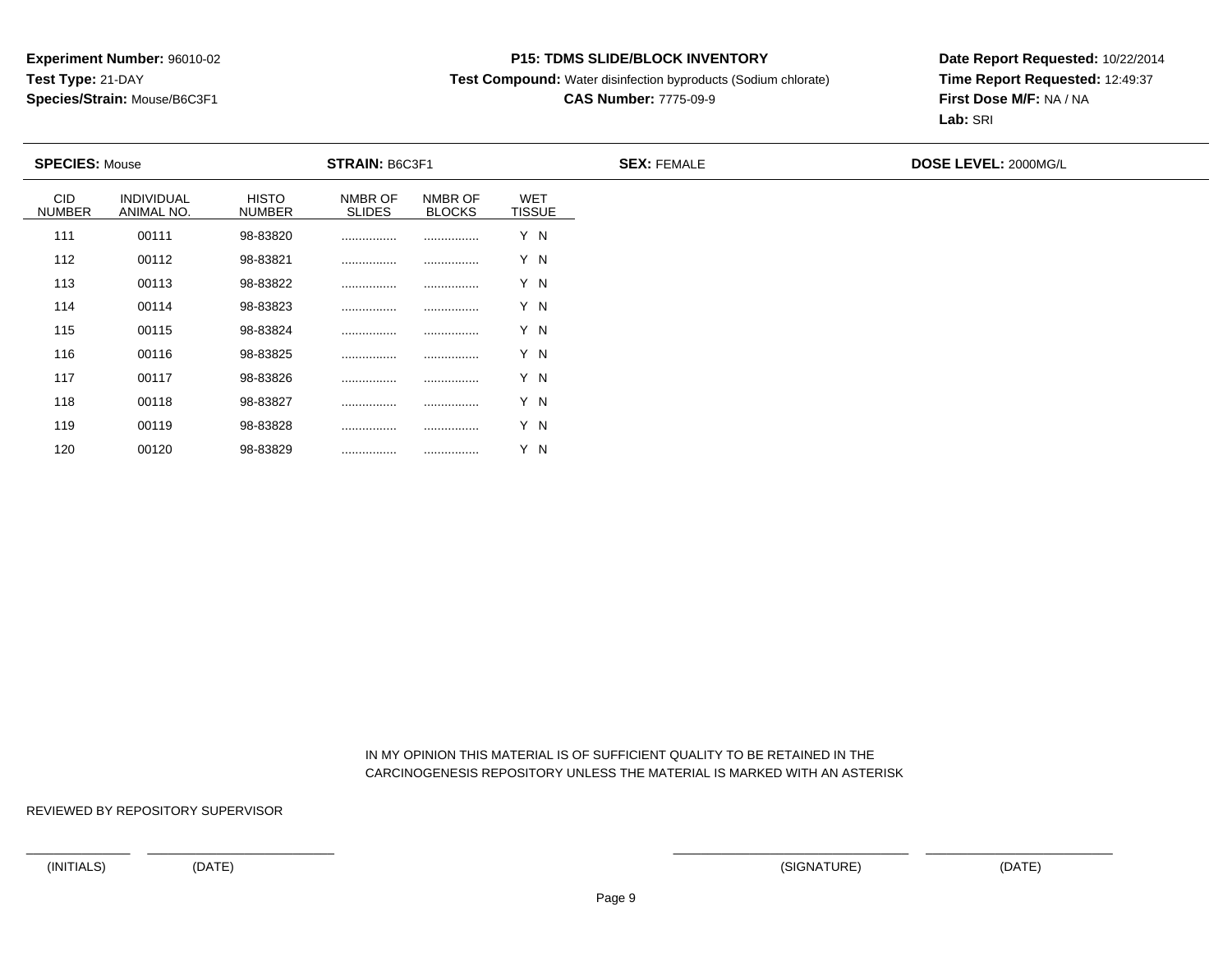**Experiment Number:** 96010-02
**Test Type:** 21-DAY
**Species/Strain:** Mouse/B6C3F1

**P15: TDMS SLIDE/BLOCK INVENTORY**
**Test Compound:** Water disinfection byproducts (Sodium chlorate)
**CAS Number:** 7775-09-9

**Date Report Requested:** 10/22/2014
**Time Report Requested:** 12:49:37
**First Dose M/F:** NA / NA
**Lab:** SRI

**SPECIES:** Mouse **STRAIN:** B6C3F1 **SEX:** FEMALE **DOSE LEVEL:** 2000MG/L

| CID NUMBER | INDIVIDUAL ANIMAL NO. | HISTO NUMBER | NMBR OF SLIDES | NMBR OF BLOCKS | WET TISSUE |
|---|---|---|---|---|---|
| 111 | 00111 | 98-83820 | ................ | ................ | Y N |
| 112 | 00112 | 98-83821 | ................ | ................ | Y N |
| 113 | 00113 | 98-83822 | ................ | ................ | Y N |
| 114 | 00114 | 98-83823 | ................ | ................ | Y N |
| 115 | 00115 | 98-83824 | ................ | ................ | Y N |
| 116 | 00116 | 98-83825 | ................ | ................ | Y N |
| 117 | 00117 | 98-83826 | ................ | ................ | Y N |
| 118 | 00118 | 98-83827 | ................ | ................ | Y N |
| 119 | 00119 | 98-83828 | ................ | ................ | Y N |
| 120 | 00120 | 98-83829 | ................ | ................ | Y N |

IN MY OPINION THIS MATERIAL IS OF SUFFICIENT QUALITY TO BE RETAINED IN THE CARCINOGENESIS REPOSITORY UNLESS THE MATERIAL IS MARKED WITH AN ASTERISK

REVIEWED BY REPOSITORY SUPERVISOR

(INITIALS) (DATE) (SIGNATURE) (DATE)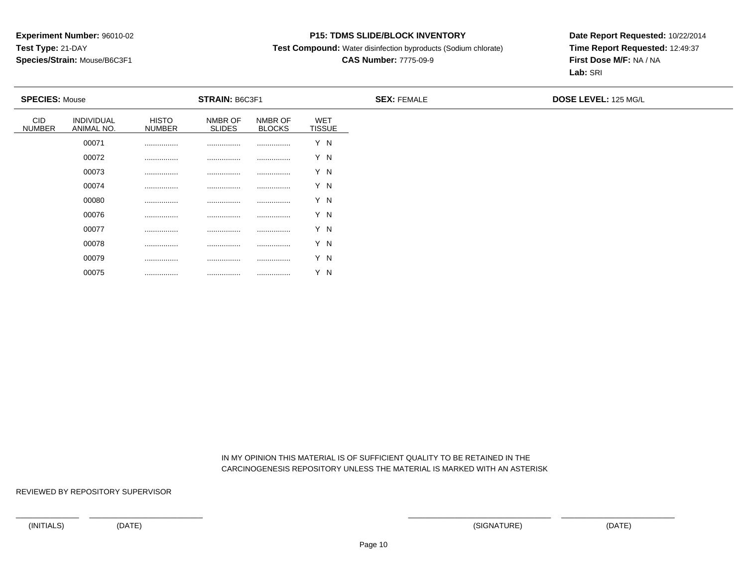**Experiment Number:** 96010-02
**Test Type:** 21-DAY
**Species/Strain:** Mouse/B6C3F1

**P15: TDMS SLIDE/BLOCK INVENTORY**
**Test Compound:** Water disinfection byproducts (Sodium chlorate)
**CAS Number:** 7775-09-9

**Date Report Requested:** 10/22/2014
**Time Report Requested:** 12:49:37
**First Dose M/F:** NA / NA
**Lab:** SRI

**SPECIES:** Mouse **STRAIN:** B6C3F1 **SEX:** FEMALE **DOSE LEVEL:** 125 MG/L

| CID NUMBER | INDIVIDUAL ANIMAL NO. | HISTO NUMBER | NMBR OF SLIDES | NMBR OF BLOCKS | WET TISSUE |
|---|---|---|---|---|---|
| | 00071 | ................ | ................ | ................ | Y N |
| | 00072 | ................ | ................ | ................ | Y N |
| | 00073 | ................ | ................ | ................ | Y N |
| | 00074 | ................ | ................ | ................ | Y N |
| | 00080 | ................ | ................ | ................ | Y N |
| | 00076 | ................ | ................ | ................ | Y N |
| | 00077 | ................ | ................ | ................ | Y N |
| | 00078 | ................ | ................ | ................ | Y N |
| | 00079 | ................ | ................ | ................ | Y N |
| | 00075 | ................ | ................ | ................ | Y N |

IN MY OPINION THIS MATERIAL IS OF SUFFICIENT QUALITY TO BE RETAINED IN THE CARCINOGENESIS REPOSITORY UNLESS THE MATERIAL IS MARKED WITH AN ASTERISK

REVIEWED BY REPOSITORY SUPERVISOR

(INITIALS) (DATE) (SIGNATURE) (DATE)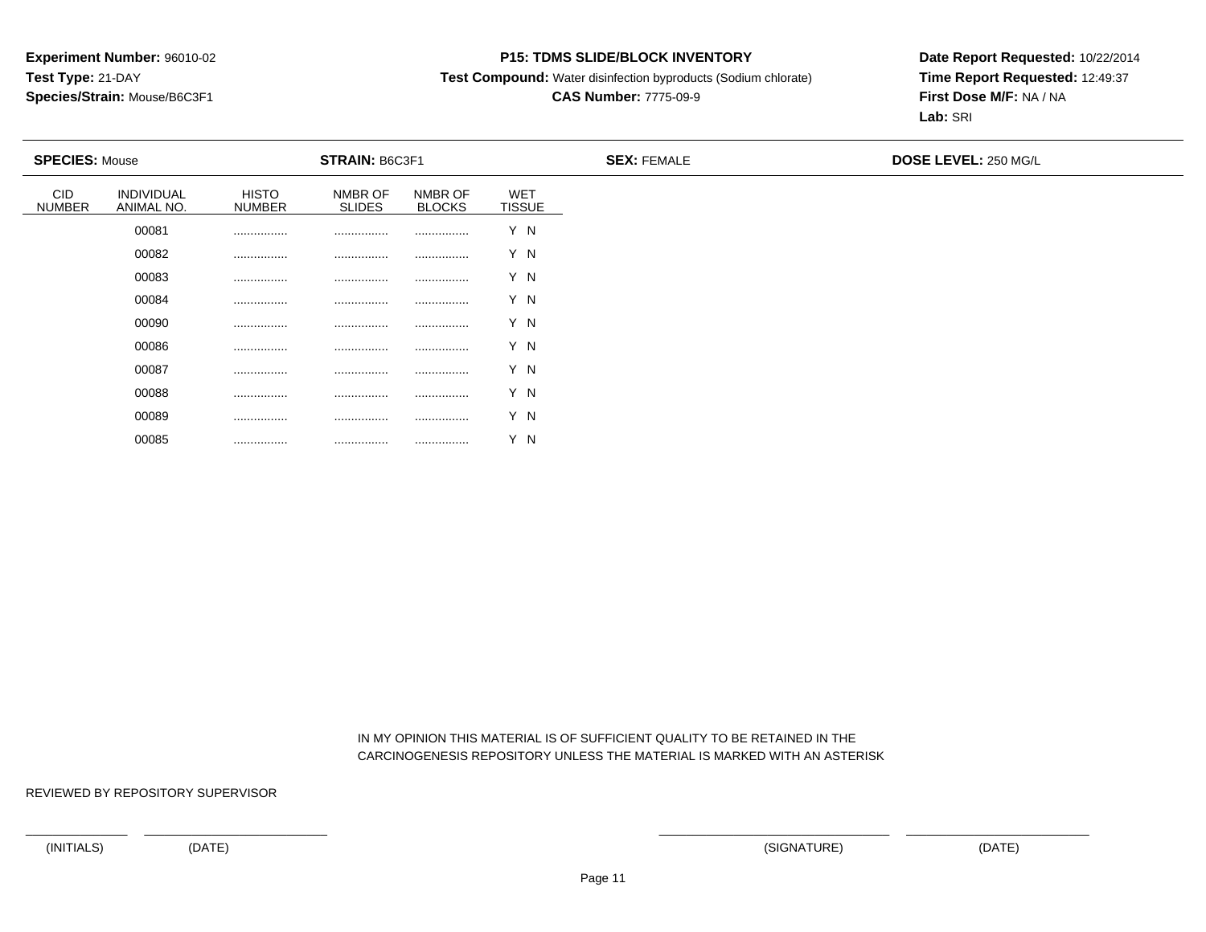**Experiment Number:** 96010-02
**Test Type:** 21-DAY
**Species/Strain:** Mouse/B6C3F1

**P15: TDMS SLIDE/BLOCK INVENTORY**
**Test Compound:** Water disinfection byproducts (Sodium chlorate)
**CAS Number:** 7775-09-9

**Date Report Requested:** 10/22/2014
**Time Report Requested:** 12:49:37
**First Dose M/F:** NA / NA
**Lab:** SRI

**SPECIES:** Mouse **STRAIN:** B6C3F1 **SEX:** FEMALE **DOSE LEVEL:** 250 MG/L

| CID NUMBER | INDIVIDUAL ANIMAL NO. | HISTO NUMBER | NMBR OF SLIDES | NMBR OF BLOCKS | WET TISSUE |
|---|---|---|---|---|---|
| | 00081 | ................ | ................ | ................ | Y N |
| | 00082 | ................ | ................ | ................ | Y N |
| | 00083 | ................ | ................ | ................ | Y N |
| | 00084 | ................ | ................ | ................ | Y N |
| | 00090 | ................ | ................ | ................ | Y N |
| | 00086 | ................ | ................ | ................ | Y N |
| | 00087 | ................ | ................ | ................ | Y N |
| | 00088 | ................ | ................ | ................ | Y N |
| | 00089 | ................ | ................ | ................ | Y N |
| | 00085 | ................ | ................ | ................ | Y N |

IN MY OPINION THIS MATERIAL IS OF SUFFICIENT QUALITY TO BE RETAINED IN THE CARCINOGENESIS REPOSITORY UNLESS THE MATERIAL IS MARKED WITH AN ASTERISK

REVIEWED BY REPOSITORY SUPERVISOR

(INITIALS) (DATE) (SIGNATURE) (DATE)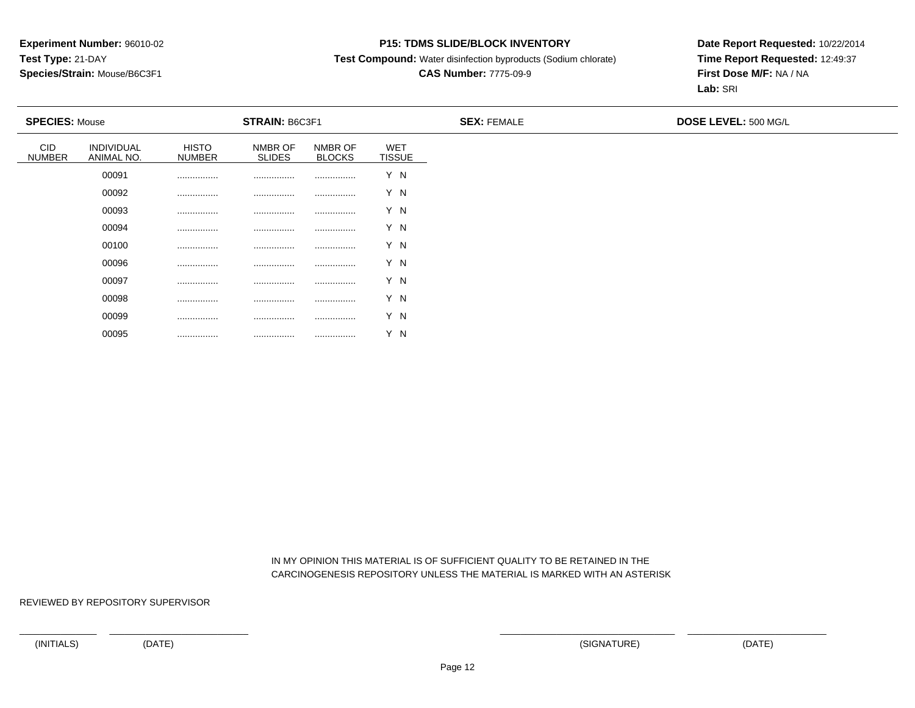**Experiment Number:** 96010-02
**Test Type:** 21-DAY
**Species/Strain:** Mouse/B6C3F1

**P15: TDMS SLIDE/BLOCK INVENTORY**
**Test Compound:** Water disinfection byproducts (Sodium chlorate)
**CAS Number:** 7775-09-9

**Date Report Requested:** 10/22/2014
**Time Report Requested:** 12:49:37
**First Dose M/F:** NA / NA
**Lab:** SRI

**SPECIES:** Mouse | **STRAIN:** B6C3F1 | **SEX:** FEMALE | **DOSE LEVEL:** 500 MG/L

| CID NUMBER | INDIVIDUAL ANIMAL NO. | HISTO NUMBER | NMBR OF SLIDES | NMBR OF BLOCKS | WET TISSUE |
|---|---|---|---|---|---|
| | 00091 | ................ | ................ | ................ | Y N |
| | 00092 | ................ | ................ | ................ | Y N |
| | 00093 | ................ | ................ | ................ | Y N |
| | 00094 | ................ | ................ | ................ | Y N |
| | 00100 | ................ | ................ | ................ | Y N |
| | 00096 | ................ | ................ | ................ | Y N |
| | 00097 | ................ | ................ | ................ | Y N |
| | 00098 | ................ | ................ | ................ | Y N |
| | 00099 | ................ | ................ | ................ | Y N |
| | 00095 | ................ | ................ | ................ | Y N |

IN MY OPINION THIS MATERIAL IS OF SUFFICIENT QUALITY TO BE RETAINED IN THE CARCINOGENESIS REPOSITORY UNLESS THE MATERIAL IS MARKED WITH AN ASTERISK

REVIEWED BY REPOSITORY SUPERVISOR

(INITIALS) (DATE) (SIGNATURE) (DATE)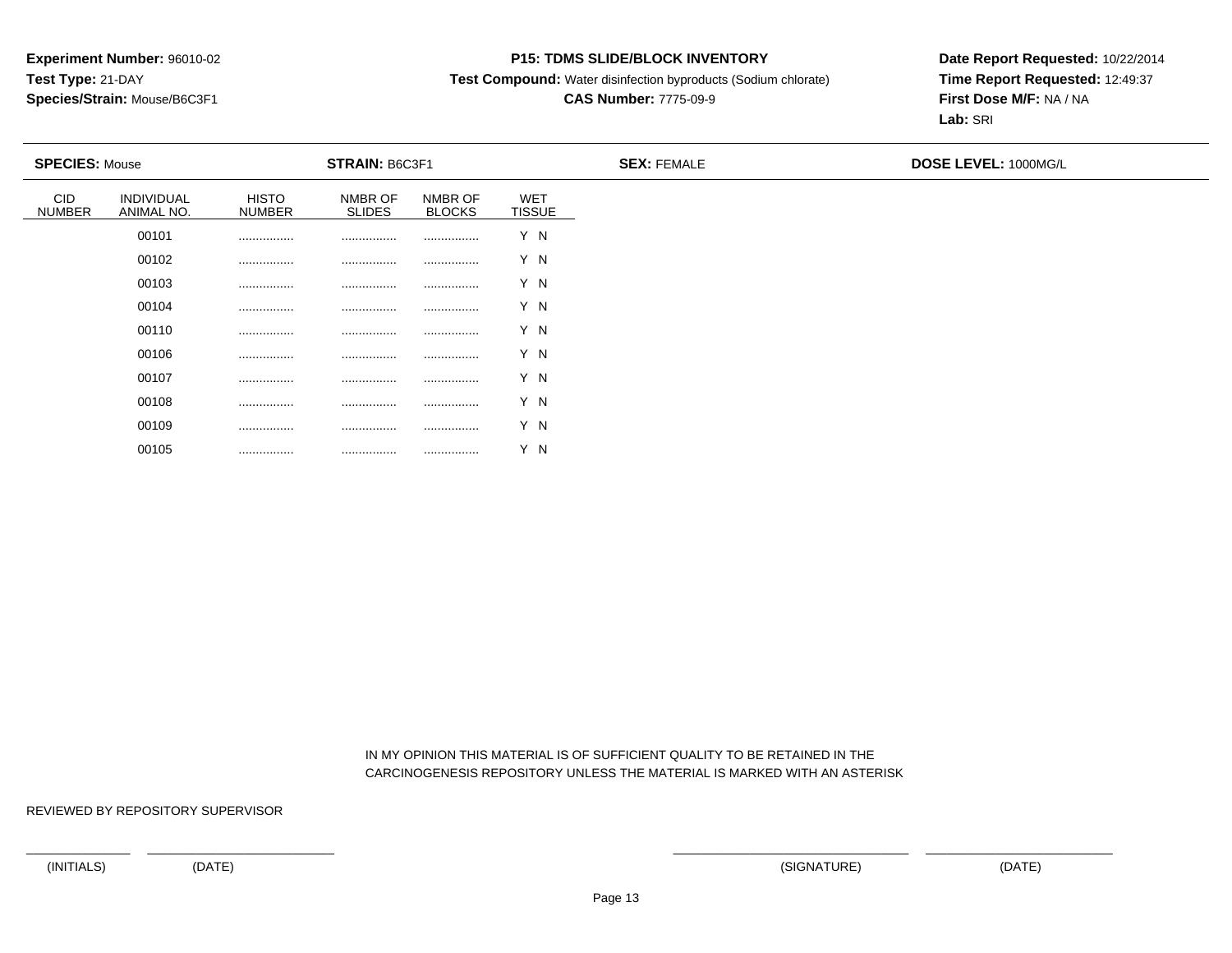**Experiment Number:** 96010-02
**Test Type:** 21-DAY
**Species/Strain:** Mouse/B6C3F1

**P15: TDMS SLIDE/BLOCK INVENTORY**
**Test Compound:** Water disinfection byproducts (Sodium chlorate)
**CAS Number:** 7775-09-9

**Date Report Requested:** 10/22/2014
**Time Report Requested:** 12:49:37
**First Dose M/F:** NA / NA
**Lab:** SRI

**SPECIES:** Mouse **STRAIN:** B6C3F1 **SEX:** FEMALE **DOSE LEVEL:** 1000MG/L

| CID NUMBER | INDIVIDUAL ANIMAL NO. | HISTO NUMBER | NMBR OF SLIDES | NMBR OF BLOCKS | WET TISSUE |
|---|---|---|---|---|---|
| | 00101 | ................ | ................ | ................ | Y N |
| | 00102 | ................ | ................ | ................ | Y N |
| | 00103 | ................ | ................ | ................ | Y N |
| | 00104 | ................ | ................ | ................ | Y N |
| | 00110 | ................ | ................ | ................ | Y N |
| | 00106 | ................ | ................ | ................ | Y N |
| | 00107 | ................ | ................ | ................ | Y N |
| | 00108 | ................ | ................ | ................ | Y N |
| | 00109 | ................ | ................ | ................ | Y N |
| | 00105 | ................ | ................ | ................ | Y N |

IN MY OPINION THIS MATERIAL IS OF SUFFICIENT QUALITY TO BE RETAINED IN THE CARCINOGENESIS REPOSITORY UNLESS THE MATERIAL IS MARKED WITH AN ASTERISK

REVIEWED BY REPOSITORY SUPERVISOR

(INITIALS) (DATE) (SIGNATURE) (DATE)